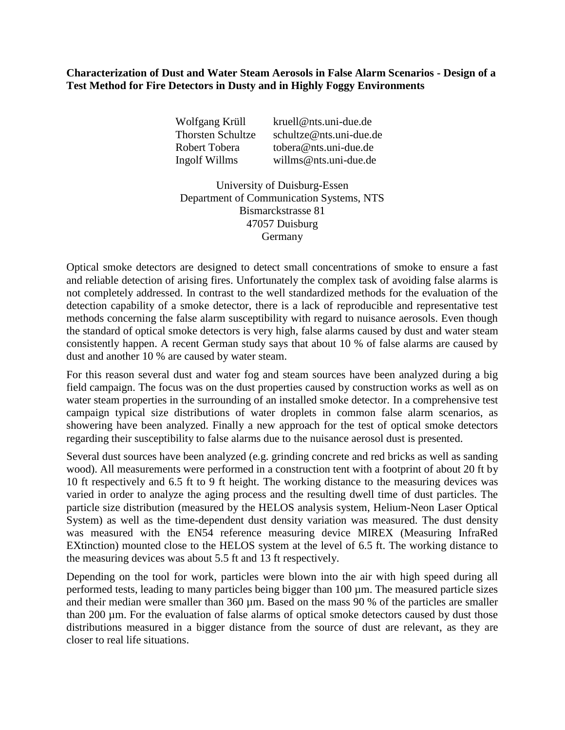# Characterization of Dust and Water Steam Aerosols in False Alarm Scenarios - Design of a Test Method for Fire Detectors in Dusty and in Highly Foggy Environments

Wolfgang Krüll kruell@nts.uni-due.de
Thorsten Schultze schultze@nts.uni-due.de
Robert Tobera tobera@nts.uni-due.de
Ingolf Willms willms@nts.uni-due.de

University of Duisburg-Essen
Department of Communication Systems, NTS
Bismarckstrasse 81
47057 Duisburg
Germany

Optical smoke detectors are designed to detect small concentrations of smoke to ensure a fast and reliable detection of arising fires. Unfortunately the complex task of avoiding false alarms is not completely addressed. In contrast to the well standardized methods for the evaluation of the detection capability of a smoke detector, there is a lack of reproducible and representative test methods concerning the false alarm susceptibility with regard to nuisance aerosols. Even though the standard of optical smoke detectors is very high, false alarms caused by dust and water steam consistently happen. A recent German study says that about 10 % of false alarms are caused by dust and another 10 % are caused by water steam.

For this reason several dust and water fog and steam sources have been analyzed during a big field campaign. The focus was on the dust properties caused by construction works as well as on water steam properties in the surrounding of an installed smoke detector. In a comprehensive test campaign typical size distributions of water droplets in common false alarm scenarios, as showering have been analyzed. Finally a new approach for the test of optical smoke detectors regarding their susceptibility to false alarms due to the nuisance aerosol dust is presented.

Several dust sources have been analyzed (e.g. grinding concrete and red bricks as well as sanding wood). All measurements were performed in a construction tent with a footprint of about 20 ft by 10 ft respectively and 6.5 ft to 9 ft height. The working distance to the measuring devices was varied in order to analyze the aging process and the resulting dwell time of dust particles. The particle size distribution (measured by the HELOS analysis system, Helium-Neon Laser Optical System) as well as the time-dependent dust density variation was measured. The dust density was measured with the EN54 reference measuring device MIREX (Measuring InfraRed EXtinction) mounted close to the HELOS system at the level of 6.5 ft. The working distance to the measuring devices was about 5.5 ft and 13 ft respectively.

Depending on the tool for work, particles were blown into the air with high speed during all performed tests, leading to many particles being bigger than 100 µm. The measured particle sizes and their median were smaller than 360 µm. Based on the mass 90 % of the particles are smaller than 200 µm. For the evaluation of false alarms of optical smoke detectors caused by dust those distributions measured in a bigger distance from the source of dust are relevant, as they are closer to real life situations.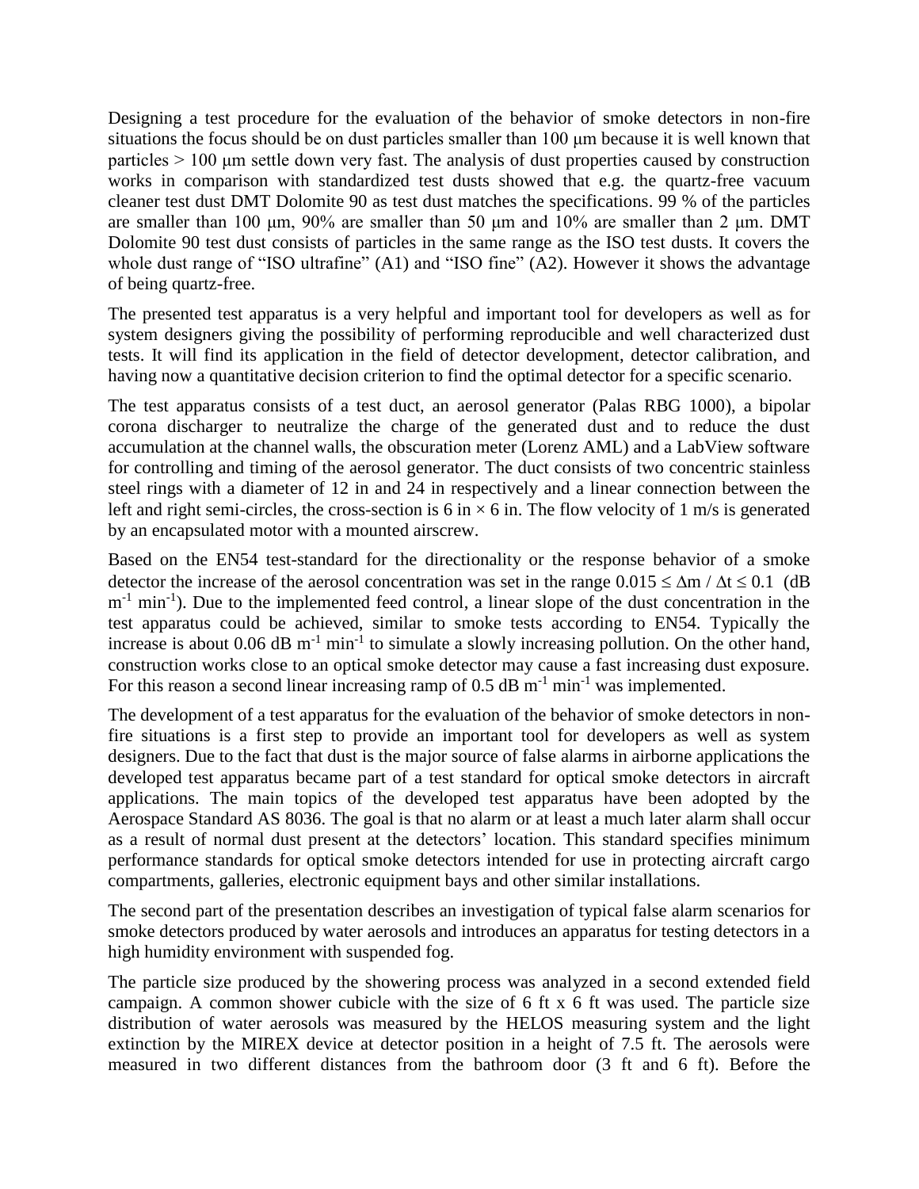Designing a test procedure for the evaluation of the behavior of smoke detectors in non-fire situations the focus should be on dust particles smaller than 100 µm because it is well known that particles > 100 µm settle down very fast. The analysis of dust properties caused by construction works in comparison with standardized test dusts showed that e.g. the quartz-free vacuum cleaner test dust DMT Dolomite 90 as test dust matches the specifications. 99 % of the particles are smaller than 100 µm, 90% are smaller than 50 µm and 10% are smaller than 2 µm. DMT Dolomite 90 test dust consists of particles in the same range as the ISO test dusts. It covers the whole dust range of "ISO ultrafine" (A1) and "ISO fine" (A2). However it shows the advantage of being quartz-free.

The presented test apparatus is a very helpful and important tool for developers as well as for system designers giving the possibility of performing reproducible and well characterized dust tests. It will find its application in the field of detector development, detector calibration, and having now a quantitative decision criterion to find the optimal detector for a specific scenario.

The test apparatus consists of a test duct, an aerosol generator (Palas RBG 1000), a bipolar corona discharger to neutralize the charge of the generated dust and to reduce the dust accumulation at the channel walls, the obscuration meter (Lorenz AML) and a LabView software for controlling and timing of the aerosol generator. The duct consists of two concentric stainless steel rings with a diameter of 12 in and 24 in respectively and a linear connection between the left and right semi-circles, the cross-section is 6 in × 6 in. The flow velocity of 1 m/s is generated by an encapsulated motor with a mounted airscrew.

Based on the EN54 test-standard for the directionality or the response behavior of a smoke detector the increase of the aerosol concentration was set in the range $0.015 \leq \Delta m / \Delta t \leq 0.1$ (dB $m^{-1}$ $min^{-1}$). Due to the implemented feed control, a linear slope of the dust concentration in the test apparatus could be achieved, similar to smoke tests according to EN54. Typically the increase is about 0.06 dB $m^{-1}$ $min^{-1}$ to simulate a slowly increasing pollution. On the other hand, construction works close to an optical smoke detector may cause a fast increasing dust exposure. For this reason a second linear increasing ramp of 0.5 dB $m^{-1}$ $min^{-1}$ was implemented.

The development of a test apparatus for the evaluation of the behavior of smoke detectors in non-fire situations is a first step to provide an important tool for developers as well as system designers. Due to the fact that dust is the major source of false alarms in airborne applications the developed test apparatus became part of a test standard for optical smoke detectors in aircraft applications. The main topics of the developed test apparatus have been adopted by the Aerospace Standard AS 8036. The goal is that no alarm or at least a much later alarm shall occur as a result of normal dust present at the detectors' location. This standard specifies minimum performance standards for optical smoke detectors intended for use in protecting aircraft cargo compartments, galleries, electronic equipment bays and other similar installations.

The second part of the presentation describes an investigation of typical false alarm scenarios for smoke detectors produced by water aerosols and introduces an apparatus for testing detectors in a high humidity environment with suspended fog.

The particle size produced by the showering process was analyzed in a second extended field campaign. A common shower cubicle with the size of 6 ft x 6 ft was used. The particle size distribution of water aerosols was measured by the HELOS measuring system and the light extinction by the MIREX device at detector position in a height of 7.5 ft. The aerosols were measured in two different distances from the bathroom door (3 ft and 6 ft). Before the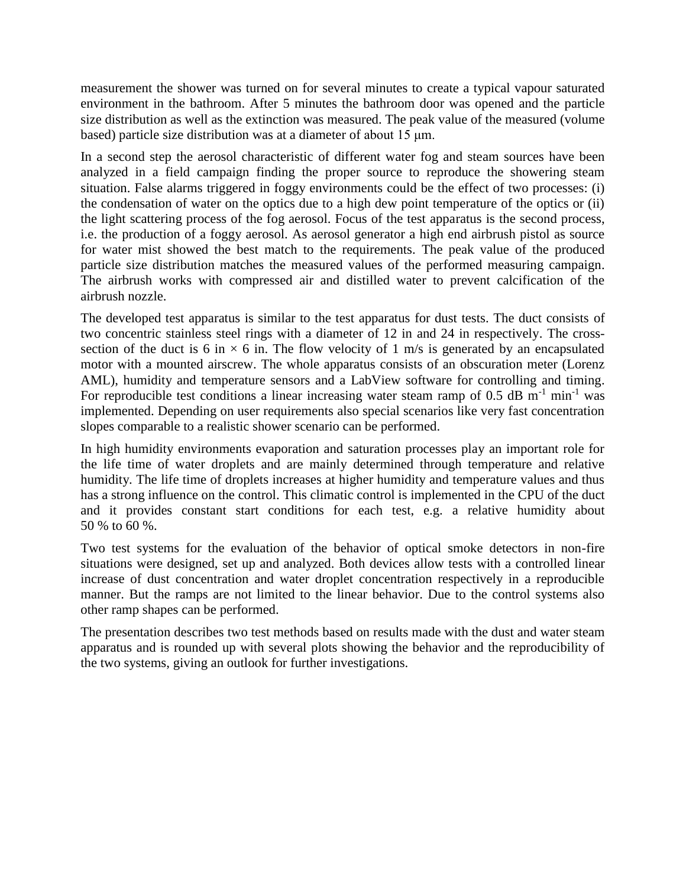measurement the shower was turned on for several minutes to create a typical vapour saturated environment in the bathroom. After 5 minutes the bathroom door was opened and the particle size distribution as well as the extinction was measured. The peak value of the measured (volume based) particle size distribution was at a diameter of about 15 μm.

In a second step the aerosol characteristic of different water fog and steam sources have been analyzed in a field campaign finding the proper source to reproduce the showering steam situation. False alarms triggered in foggy environments could be the effect of two processes: (i) the condensation of water on the optics due to a high dew point temperature of the optics or (ii) the light scattering process of the fog aerosol. Focus of the test apparatus is the second process, i.e. the production of a foggy aerosol. As aerosol generator a high end airbrush pistol as source for water mist showed the best match to the requirements. The peak value of the produced particle size distribution matches the measured values of the performed measuring campaign. The airbrush works with compressed air and distilled water to prevent calcification of the airbrush nozzle.

The developed test apparatus is similar to the test apparatus for dust tests. The duct consists of two concentric stainless steel rings with a diameter of 12 in and 24 in respectively. The cross-section of the duct is 6 in × 6 in. The flow velocity of 1 m/s is generated by an encapsulated motor with a mounted airscrew. The whole apparatus consists of an obscuration meter (Lorenz AML), humidity and temperature sensors and a LabView software for controlling and timing. For reproducible test conditions a linear increasing water steam ramp of 0.5 dB $m^{-1}$ $min^{-1}$ was implemented. Depending on user requirements also special scenarios like very fast concentration slopes comparable to a realistic shower scenario can be performed.

In high humidity environments evaporation and saturation processes play an important role for the life time of water droplets and are mainly determined through temperature and relative humidity. The life time of droplets increases at higher humidity and temperature values and thus has a strong influence on the control. This climatic control is implemented in the CPU of the duct and it provides constant start conditions for each test, e.g. a relative humidity about 50 % to 60 %.

Two test systems for the evaluation of the behavior of optical smoke detectors in non-fire situations were designed, set up and analyzed. Both devices allow tests with a controlled linear increase of dust concentration and water droplet concentration respectively in a reproducible manner. But the ramps are not limited to the linear behavior. Due to the control systems also other ramp shapes can be performed.

The presentation describes two test methods based on results made with the dust and water steam apparatus and is rounded up with several plots showing the behavior and the reproducibility of the two systems, giving an outlook for further investigations.